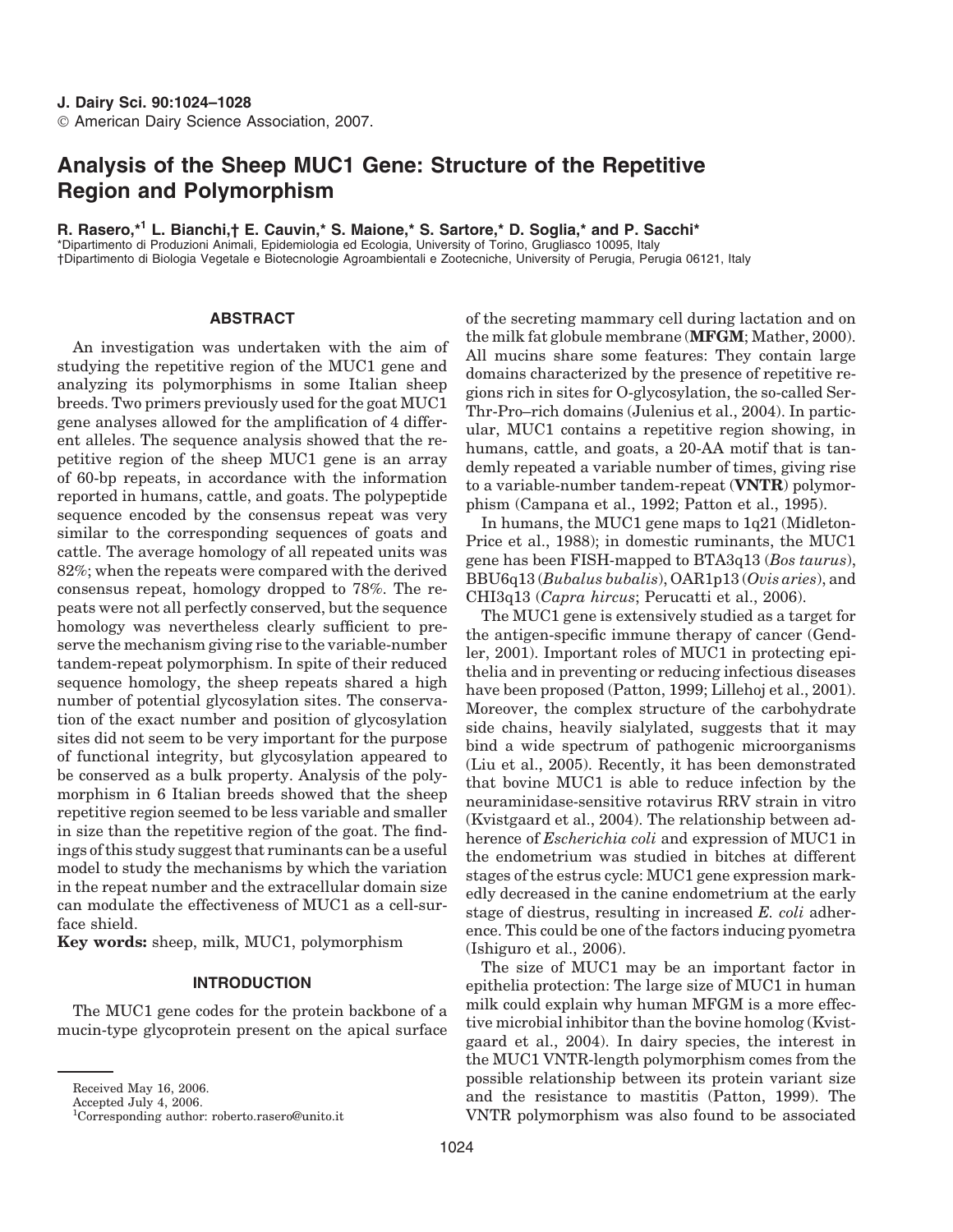# Analysis of the Sheep MUC1 Gene: Structure of the Repetitive Region and Polymorphism

**R. Rasero,*[1] L. Bianchi,† E. Cauvin,* S. Maione,* S. Sartore,* D. Soglia,* and P. Sacchi***

*Dipartimento di Produzioni Animali, Epidemiologia ed Ecologia, University of Torino, Grugliasco 10095, Italy
†Dipartimento di Biologia Vegetale e Biotecnologie Agroambientali e Zootecniche, University of Perugia, Perugia 06121, Italy

## ABSTRACT

An investigation was undertaken with the aim of studying the repetitive region of the MUC1 gene and analyzing its polymorphisms in some Italian sheep breeds. Two primers previously used for the goat MUC1 gene analyses allowed for the amplification of 4 different alleles. The sequence analysis showed that the repetitive region of the sheep MUC1 gene is an array of 60-bp repeats, in accordance with the information reported in humans, cattle, and goats. The polypeptide sequence encoded by the consensus repeat was very similar to the corresponding sequences of goats and cattle. The average homology of all repeated units was 82%; when the repeats were compared with the derived consensus repeat, homology dropped to 78%. The repeats were not all perfectly conserved, but the sequence homology was nevertheless clearly sufficient to preserve the mechanism giving rise to the variable-number tandem-repeat polymorphism. In spite of their reduced sequence homology, the sheep repeats shared a high number of potential glycosylation sites. The conservation of the exact number and position of glycosylation sites did not seem to be very important for the purpose of functional integrity, but glycosylation appeared to be conserved as a bulk property. Analysis of the polymorphism in 6 Italian breeds showed that the sheep repetitive region seemed to be less variable and smaller in size than the repetitive region of the goat. The findings of this study suggest that ruminants can be a useful model to study the mechanisms by which the variation in the repeat number and the extracellular domain size can modulate the effectiveness of MUC1 as a cell-surface shield.

**Key words:** sheep, milk, MUC1, polymorphism

## INTRODUCTION

The MUC1 gene codes for the protein backbone of a mucin-type glycoprotein present on the apical surface of the secreting mammary cell during lactation and on the milk fat globule membrane (**MFGM**; Mather, 2000). All mucins share some features: They contain large domains characterized by the presence of repetitive regions rich in sites for O-glycosylation, the so-called Ser-Thr-Pro–rich domains (Julenius et al., 2004). In particular, MUC1 contains a repetitive region showing, in humans, cattle, and goats, a 20-AA motif that is tandemly repeated a variable number of times, giving rise to a variable-number tandem-repeat (**VNTR**) polymorphism (Campana et al., 1992; Patton et al., 1995).

In humans, the MUC1 gene maps to 1q21 (Midleton-Price et al., 1988); in domestic ruminants, the MUC1 gene has been FISH-mapped to BTA3q13 (*Bos taurus*), BBU6q13 (*Bubalus bubalis*), OAR1p13 (*Ovis aries*), and CHI3q13 (*Capra hircus*; Perucatti et al., 2006).

The MUC1 gene is extensively studied as a target for the antigen-specific immune therapy of cancer (Gendler, 2001). Important roles of MUC1 in protecting epithelia and in preventing or reducing infectious diseases have been proposed (Patton, 1999; Lillehoj et al., 2001). Moreover, the complex structure of the carbohydrate side chains, heavily sialylated, suggests that it may bind a wide spectrum of pathogenic microorganisms (Liu et al., 2005). Recently, it has been demonstrated that bovine MUC1 is able to reduce infection by the neuraminidase-sensitive rotavirus RRV strain in vitro (Kvistgaard et al., 2004). The relationship between adherence of *Escherichia coli* and expression of MUC1 in the endometrium was studied in bitches at different stages of the estrus cycle: MUC1 gene expression markedly decreased in the canine endometrium at the early stage of diestrus, resulting in increased *E. coli* adherence. This could be one of the factors inducing pyometra (Ishiguro et al., 2006).

The size of MUC1 may be an important factor in epithelia protection: The large size of MUC1 in human milk could explain why human MFGM is a more effective microbial inhibitor than the bovine homolog (Kvistgaard et al., 2004). In dairy species, the interest in the MUC1 VNTR-length polymorphism comes from the possible relationship between its protein variant size and the resistance to mastitis (Patton, 1999). The VNTR polymorphism was also found to be associated

Received May 16, 2006.
Accepted July 4, 2006.
[1]Corresponding author: roberto.rasero@unito.it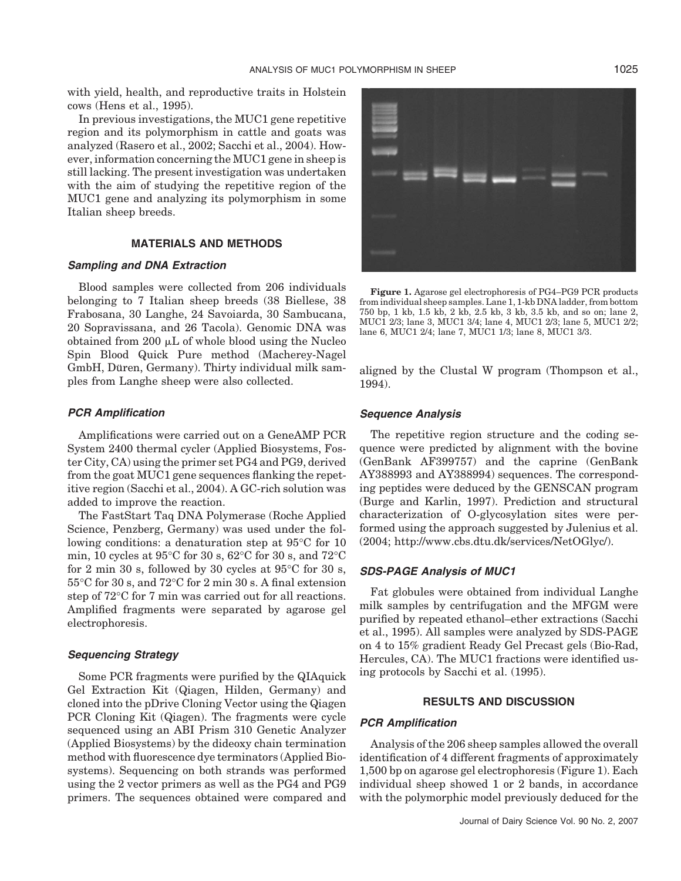with yield, health, and reproductive traits in Holstein cows (Hens et al., 1995).

In previous investigations, the MUC1 gene repetitive region and its polymorphism in cattle and goats was analyzed (Rasero et al., 2002; Sacchi et al., 2004). However, information concerning the MUC1 gene in sheep is still lacking. The present investigation was undertaken with the aim of studying the repetitive region of the MUC1 gene and analyzing its polymorphism in some Italian sheep breeds.

## MATERIALS AND METHODS

### Sampling and DNA Extraction

Blood samples were collected from 206 individuals belonging to 7 Italian sheep breeds (38 Biellese, 38 Frabosana, 30 Langhe, 24 Savoiarda, 30 Sambucana, 20 Sopravissana, and 26 Tacola). Genomic DNA was obtained from 200 μL of whole blood using the Nucleo Spin Blood Quick Pure method (Macherey-Nagel GmbH, Düren, Germany). Thirty individual milk samples from Langhe sheep were also collected.

### PCR Amplification

Amplifications were carried out on a GeneAMP PCR System 2400 thermal cycler (Applied Biosystems, Foster City, CA) using the primer set PG4 and PG9, derived from the goat MUC1 gene sequences flanking the repetitive region (Sacchi et al., 2004). A GC-rich solution was added to improve the reaction.

The FastStart Taq DNA Polymerase (Roche Applied Science, Penzberg, Germany) was used under the following conditions: a denaturation step at 95°C for 10 min, 10 cycles at 95°C for 30 s, 62°C for 30 s, and 72°C for 2 min 30 s, followed by 30 cycles at 95°C for 30 s, 55°C for 30 s, and 72°C for 2 min 30 s. A final extension step of 72°C for 7 min was carried out for all reactions. Amplified fragments were separated by agarose gel electrophoresis.

### Sequencing Strategy

Some PCR fragments were purified by the QIAquick Gel Extraction Kit (Qiagen, Hilden, Germany) and cloned into the pDrive Cloning Vector using the Qiagen PCR Cloning Kit (Qiagen). The fragments were cycle sequenced using an ABI Prism 310 Genetic Analyzer (Applied Biosystems) by the dideoxy chain termination method with fluorescence dye terminators (Applied Biosystems). Sequencing on both strands was performed using the 2 vector primers as well as the PG4 and PG9 primers. The sequences obtained were compared and aligned by the Clustal W program (Thompson et al., 1994).

**Figure 1.** Agarose gel electrophoresis of PG4–PG9 PCR products from individual sheep samples. Lane 1, 1-kb DNA ladder, from bottom 750 bp, 1 kb, 1.5 kb, 2 kb, 2.5 kb, 3 kb, 3.5 kb, and so on; lane 2, MUC1 2/3; lane 3, MUC1 3/4; lane 4, MUC1 2/3; lane 5, MUC1 2/2; lane 6, MUC1 2/4; lane 7, MUC1 1/3; lane 8, MUC1 3/3.

### Sequence Analysis

The repetitive region structure and the coding sequence were predicted by alignment with the bovine (GenBank AF399757) and the caprine (GenBank AY388993 and AY388994) sequences. The corresponding peptides were deduced by the GENSCAN program (Burge and Karlin, 1997). Prediction and structural characterization of O-glycosylation sites were performed using the approach suggested by Julenius et al. (2004; http://www.cbs.dtu.dk/services/NetOGlyc/).

### SDS-PAGE Analysis of MUC1

Fat globules were obtained from individual Langhe milk samples by centrifugation and the MFGM were purified by repeated ethanol–ether extractions (Sacchi et al., 1995). All samples were analyzed by SDS-PAGE on 4 to 15% gradient Ready Gel Precast gels (Bio-Rad, Hercules, CA). The MUC1 fractions were identified using protocols by Sacchi et al. (1995).

## RESULTS AND DISCUSSION

### PCR Amplification

Analysis of the 206 sheep samples allowed the overall identification of 4 different fragments of approximately 1,500 bp on agarose gel electrophoresis (Figure 1). Each individual sheep showed 1 or 2 bands, in accordance with the polymorphic model previously deduced for the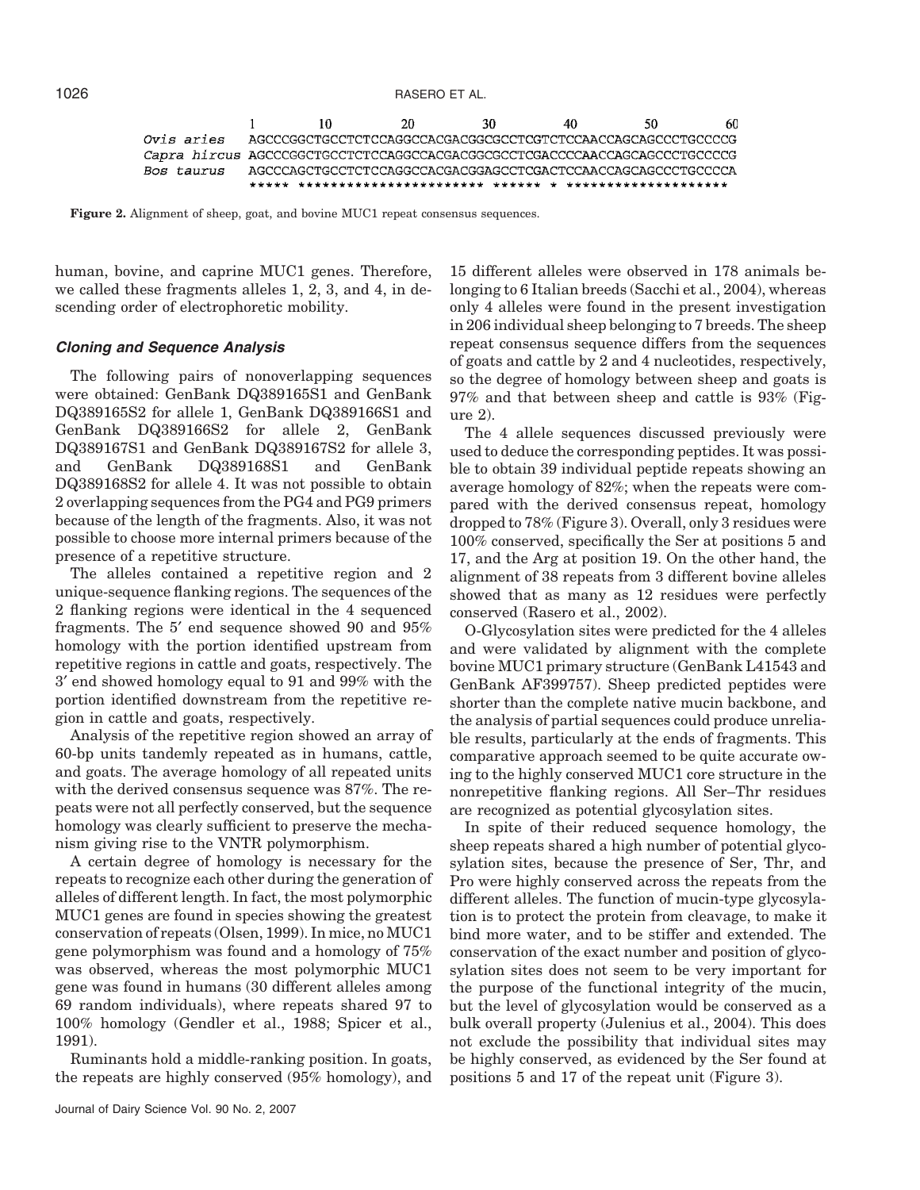```
              1         10        20        30        40        50        60
Ovis aries    AGCCCGGCTGCCTCTCCAGGCCACGACGGCGCCTCGTCTCCAACCAGCAGCCCTGCCCCG
Capra hircus  AGCCCGGCTGCCTCTCCAGGCCACGACGGCGCCTCGACCCCAACCAGCAGCCCTGCCCCG
Bos taurus    AGCCCAGCTGCCTCTCCAGGCCACGACGGAGCCTCGACTCCAACCAGCAGCCCTGCCCCA
              ***** *********************** ****** * *******************
```

**Figure 2.** Alignment of sheep, goat, and bovine MUC1 repeat consensus sequences.

human, bovine, and caprine MUC1 genes. Therefore, we called these fragments alleles 1, 2, 3, and 4, in descending order of electrophoretic mobility.

### *Cloning and Sequence Analysis*

The following pairs of nonoverlapping sequences were obtained: GenBank DQ389165S1 and GenBank DQ389165S2 for allele 1, GenBank DQ389166S1 and GenBank DQ389166S2 for allele 2, GenBank DQ389167S1 and GenBank DQ389167S2 for allele 3, and GenBank DQ389168S1 and GenBank DQ389168S2 for allele 4. It was not possible to obtain 2 overlapping sequences from the PG4 and PG9 primers because of the length of the fragments. Also, it was not possible to choose more internal primers because of the presence of a repetitive structure.

The alleles contained a repetitive region and 2 unique-sequence flanking regions. The sequences of the 2 flanking regions were identical in the 4 sequenced fragments. The 5′ end sequence showed 90 and 95% homology with the portion identified upstream from repetitive regions in cattle and goats, respectively. The 3′ end showed homology equal to 91 and 99% with the portion identified downstream from the repetitive region in cattle and goats, respectively.

Analysis of the repetitive region showed an array of 60-bp units tandemly repeated as in humans, cattle, and goats. The average homology of all repeated units with the derived consensus sequence was 87%. The repeats were not all perfectly conserved, but the sequence homology was clearly sufficient to preserve the mechanism giving rise to the VNTR polymorphism.

A certain degree of homology is necessary for the repeats to recognize each other during the generation of alleles of different length. In fact, the most polymorphic MUC1 genes are found in species showing the greatest conservation of repeats (Olsen, 1999). In mice, no MUC1 gene polymorphism was found and a homology of 75% was observed, whereas the most polymorphic MUC1 gene was found in humans (30 different alleles among 69 random individuals), where repeats shared 97 to 100% homology (Gendler et al., 1988; Spicer et al., 1991).

Ruminants hold a middle-ranking position. In goats, the repeats are highly conserved (95% homology), and 15 different alleles were observed in 178 animals belonging to 6 Italian breeds (Sacchi et al., 2004), whereas only 4 alleles were found in the present investigation in 206 individual sheep belonging to 7 breeds. The sheep repeat consensus sequence differs from the sequences of goats and cattle by 2 and 4 nucleotides, respectively, so the degree of homology between sheep and goats is 97% and that between sheep and cattle is 93% (Figure 2).

The 4 allele sequences discussed previously were used to deduce the corresponding peptides. It was possible to obtain 39 individual peptide repeats showing an average homology of 82%; when the repeats were compared with the derived consensus repeat, homology dropped to 78% (Figure 3). Overall, only 3 residues were 100% conserved, specifically the Ser at positions 5 and 17, and the Arg at position 19. On the other hand, the alignment of 38 repeats from 3 different bovine alleles showed that as many as 12 residues were perfectly conserved (Rasero et al., 2002).

O-Glycosylation sites were predicted for the 4 alleles and were validated by alignment with the complete bovine MUC1 primary structure (GenBank L41543 and GenBank AF399757). Sheep predicted peptides were shorter than the complete native mucin backbone, and the analysis of partial sequences could produce unreliable results, particularly at the ends of fragments. This comparative approach seemed to be quite accurate owing to the highly conserved MUC1 core structure in the nonrepetitive flanking regions. All Ser–Thr residues are recognized as potential glycosylation sites.

In spite of their reduced sequence homology, the sheep repeats shared a high number of potential glycosylation sites, because the presence of Ser, Thr, and Pro were highly conserved across the repeats from the different alleles. The function of mucin-type glycosylation is to protect the protein from cleavage, to make it bind more water, and to be stiffer and extended. The conservation of the exact number and position of glycosylation sites does not seem to be very important for the purpose of the functional integrity of the mucin, but the level of glycosylation would be conserved as a bulk overall property (Julenius et al., 2004). This does not exclude the possibility that individual sites may be highly conserved, as evidenced by the Ser found at positions 5 and 17 of the repeat unit (Figure 3).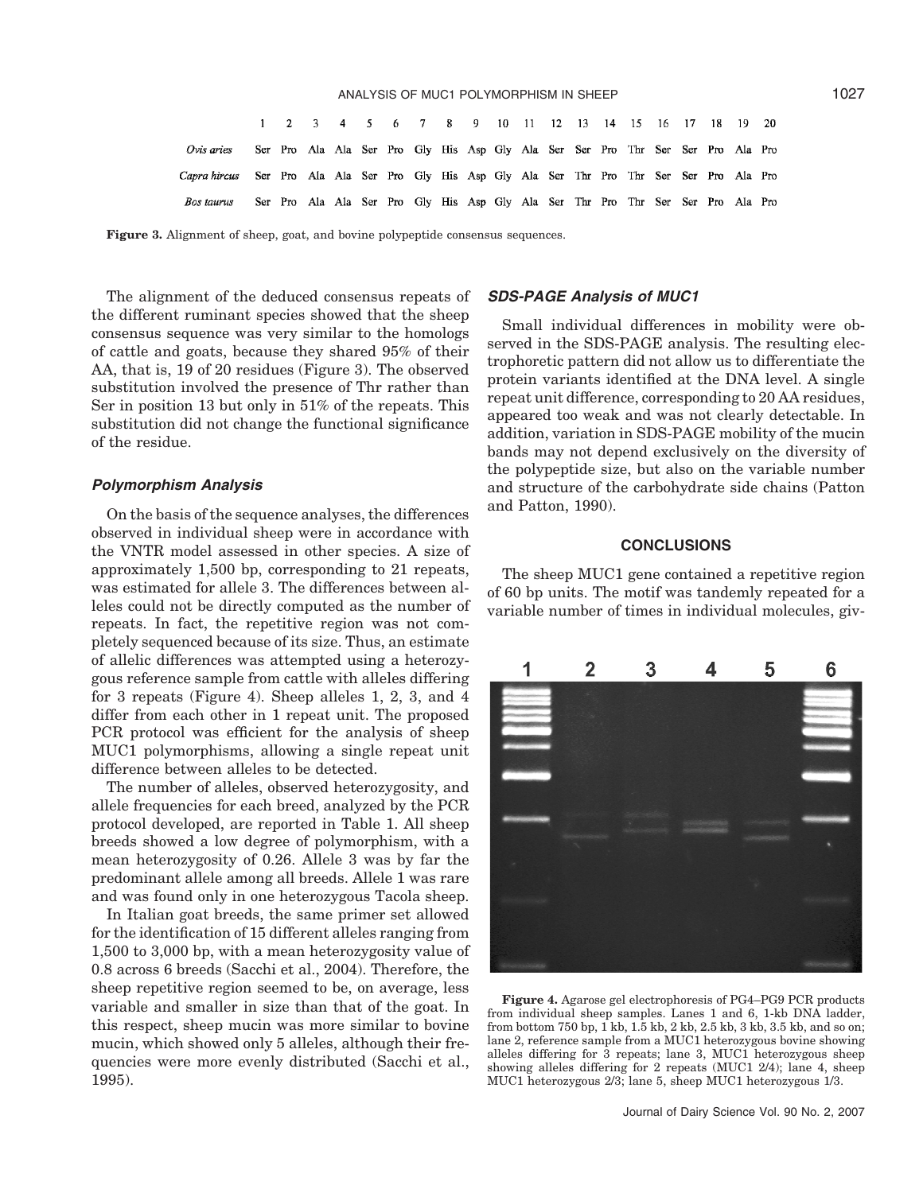|  | 1 | 2 | 3 | 4 | 5 | 6 | 7 | 8 | 9 | 10 | 11 | 12 | 13 | 14 | 15 | 16 | 17 | 18 | 19 | 20 |
|---|---|---|---|---|---|---|---|---|---|---|---|---|---|---|---|---|---|---|---|---|
| *Ovis aries* | Ser | Pro | Ala | Ala | Ser | Pro | Gly | His | Asp | Gly | Ala | Ser | Ser | Pro | Thr | Ser | Ser | Pro | Ala | Pro |
| *Capra hircus* | Ser | Pro | Ala | Ala | Ser | Pro | Gly | His | Asp | Gly | Ala | Ser | Thr | Pro | Thr | Ser | Ser | Pro | Ala | Pro |
| *Bos taurus* | Ser | Pro | Ala | Ala | Ser | Pro | Gly | His | Asp | Gly | Ala | Ser | Thr | Pro | Thr | Ser | Ser | Pro | Ala | Pro |

**Figure 3.** Alignment of sheep, goat, and bovine polypeptide consensus sequences.

The alignment of the deduced consensus repeats of the different ruminant species showed that the sheep consensus sequence was very similar to the homologs of cattle and goats, because they shared 95% of their AA, that is, 19 of 20 residues (Figure 3). The observed substitution involved the presence of Thr rather than Ser in position 13 but only in 51% of the repeats. This substitution did not change the functional significance of the residue.

### Polymorphism Analysis

On the basis of the sequence analyses, the differences observed in individual sheep were in accordance with the VNTR model assessed in other species. A size of approximately 1,500 bp, corresponding to 21 repeats, was estimated for allele 3. The differences between alleles could not be directly computed as the number of repeats. In fact, the repetitive region was not completely sequenced because of its size. Thus, an estimate of allelic differences was attempted using a heterozygous reference sample from cattle with alleles differing for 3 repeats (Figure 4). Sheep alleles 1, 2, 3, and 4 differ from each other in 1 repeat unit. The proposed PCR protocol was efficient for the analysis of sheep MUC1 polymorphisms, allowing a single repeat unit difference between alleles to be detected.

The number of alleles, observed heterozygosity, and allele frequencies for each breed, analyzed by the PCR protocol developed, are reported in Table 1. All sheep breeds showed a low degree of polymorphism, with a mean heterozygosity of 0.26. Allele 3 was by far the predominant allele among all breeds. Allele 1 was rare and was found only in one heterozygous Tacola sheep.

In Italian goat breeds, the same primer set allowed for the identification of 15 different alleles ranging from 1,500 to 3,000 bp, with a mean heterozygosity value of 0.8 across 6 breeds (Sacchi et al., 2004). Therefore, the sheep repetitive region seemed to be, on average, less variable and smaller in size than that of the goat. In this respect, sheep mucin was more similar to bovine mucin, which showed only 5 alleles, although their frequencies were more evenly distributed (Sacchi et al., 1995).

### SDS-PAGE Analysis of MUC1

Small individual differences in mobility were observed in the SDS-PAGE analysis. The resulting electrophoretic pattern did not allow us to differentiate the protein variants identified at the DNA level. A single repeat unit difference, corresponding to 20 AA residues, appeared too weak and was not clearly detectable. In addition, variation in SDS-PAGE mobility of the mucin bands may not depend exclusively on the diversity of the polypeptide size, but also on the variable number and structure of the carbohydrate side chains (Patton and Patton, 1990).

## CONCLUSIONS

The sheep MUC1 gene contained a repetitive region of 60 bp units. The motif was tandemly repeated for a variable number of times in individual molecules, giv-

**Figure 4.** Agarose gel electrophoresis of PG4–PG9 PCR products from individual sheep samples. Lanes 1 and 6, 1-kb DNA ladder, from bottom 750 bp, 1 kb, 1.5 kb, 2 kb, 2.5 kb, 3 kb, 3.5 kb, and so on; lane 2, reference sample from a MUC1 heterozygous bovine showing alleles differing for 3 repeats; lane 3, MUC1 heterozygous sheep showing alleles differing for 2 repeats (MUC1 2/4); lane 4, sheep MUC1 heterozygous 2/3; lane 5, sheep MUC1 heterozygous 1/3.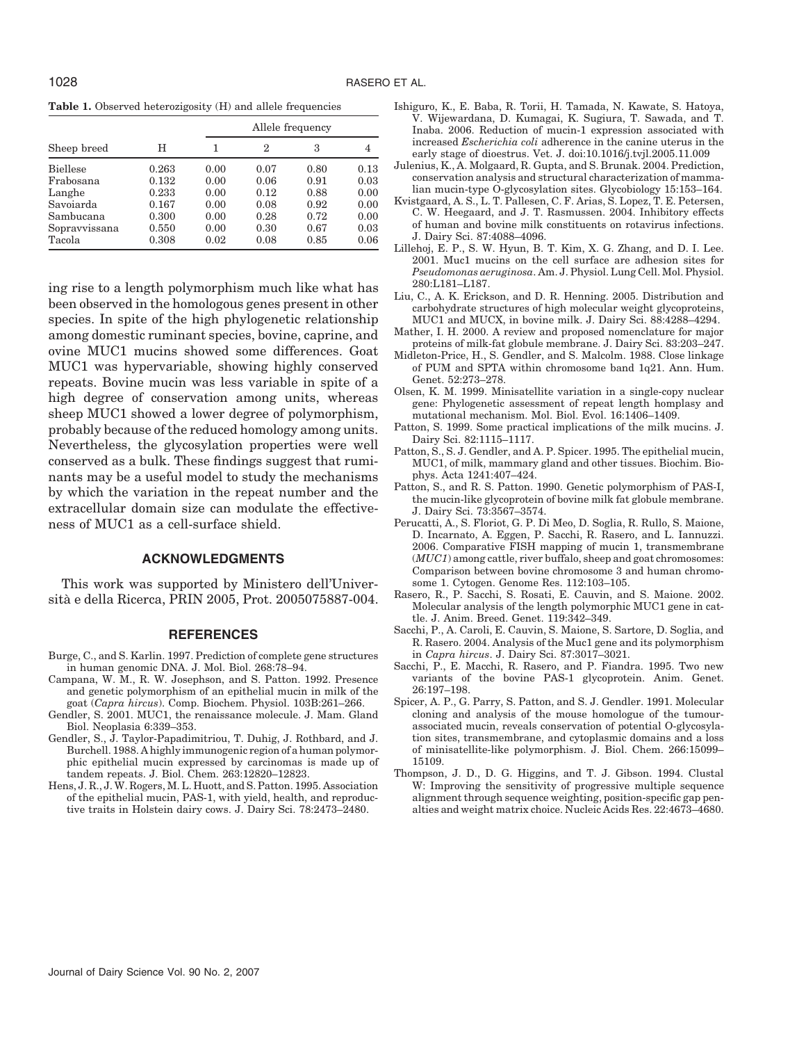**Table 1.** Observed heterozigosity (H) and allele frequencies

| Sheep breed | H | Allele frequency | | | |
|---|---|---|---|---|---|
| | | 1 | 2 | 3 | 4 |
| Biellese | 0.263 | 0.00 | 0.07 | 0.80 | 0.13 |
| Frabosana | 0.132 | 0.00 | 0.06 | 0.91 | 0.03 |
| Langhe | 0.233 | 0.00 | 0.12 | 0.88 | 0.00 |
| Savoiarda | 0.167 | 0.00 | 0.08 | 0.92 | 0.00 |
| Sambucana | 0.300 | 0.00 | 0.28 | 0.72 | 0.00 |
| Sopravvissana | 0.550 | 0.00 | 0.30 | 0.67 | 0.03 |
| Tacola | 0.308 | 0.02 | 0.08 | 0.85 | 0.06 |

ing rise to a length polymorphism much like what has been observed in the homologous genes present in other species. In spite of the high phylogenetic relationship among domestic ruminant species, bovine, caprine, and ovine MUC1 mucins showed some differences. Goat MUC1 was hypervariable, showing highly conserved repeats. Bovine mucin was less variable in spite of a high degree of conservation among units, whereas sheep MUC1 showed a lower degree of polymorphism, probably because of the reduced homology among units. Nevertheless, the glycosylation properties were well conserved as a bulk. These findings suggest that ruminants may be a useful model to study the mechanisms by which the variation in the repeat number and the extracellular domain size can modulate the effectiveness of MUC1 as a cell-surface shield.

## ACKNOWLEDGMENTS

This work was supported by Ministero dell'Università e della Ricerca, PRIN 2005, Prot. 2005075887-004.

## REFERENCES

Burge, C., and S. Karlin. 1997. Prediction of complete gene structures in human genomic DNA. J. Mol. Biol. 268:78–94.

Campana, W. M., R. W. Josephson, and S. Patton. 1992. Presence and genetic polymorphism of an epithelial mucin in milk of the goat (*Capra hircus*). Comp. Biochem. Physiol. 103B:261–266.

Gendler, S. 2001. MUC1, the renaissance molecule. J. Mam. Gland Biol. Neoplasia 6:339–353.

Gendler, S., J. Taylor-Papadimitriou, T. Duhig, J. Rothbard, and J. Burchell. 1988. A highly immunogenic region of a human polymorphic epithelial mucin expressed by carcinomas is made up of tandem repeats. J. Biol. Chem. 263:12820–12823.

Hens, J. R., J. W. Rogers, M. L. Huott, and S. Patton. 1995. Association of the epithelial mucin, PAS-1, with yield, health, and reproductive traits in Holstein dairy cows. J. Dairy Sci. 78:2473–2480.

Ishiguro, K., E. Baba, R. Torii, H. Tamada, N. Kawate, S. Hatoya, V. Wijewardana, D. Kumagai, K. Sugiura, T. Sawada, and T. Inaba. 2006. Reduction of mucin-1 expression associated with increased *Escherichia coli* adherence in the canine uterus in the early stage of dioestrus. Vet. J. doi:10.1016/j.tvjl.2005.11.009

Julenius, K., A. Molgaard, R. Gupta, and S. Brunak. 2004. Prediction, conservation analysis and structural characterization of mammalian mucin-type O-glycosylation sites. Glycobiology 15:153–164.

Kvistgaard, A. S., L. T. Pallesen, C. F. Arias, S. Lopez, T. E. Petersen, C. W. Heegaard, and J. T. Rasmussen. 2004. Inhibitory effects of human and bovine milk constituents on rotavirus infections. J. Dairy Sci. 87:4088–4096.

Lillehoj, E. P., S. W. Hyun, B. T. Kim, X. G. Zhang, and D. I. Lee. 2001. Muc1 mucins on the cell surface are adhesion sites for *Pseudomonas aeruginosa*. Am. J. Physiol. Lung Cell. Mol. Physiol. 280:L181–L187.

Liu, C., A. K. Erickson, and D. R. Henning. 2005. Distribution and carbohydrate structures of high molecular weight glycoproteins, MUC1 and MUCX, in bovine milk. J. Dairy Sci. 88:4288–4294.

Mather, I. H. 2000. A review and proposed nomenclature for major proteins of milk-fat globule membrane. J. Dairy Sci. 83:203–247.

Midleton-Price, H., S. Gendler, and S. Malcolm. 1988. Close linkage of PUM and SPTA within chromosome band 1q21. Ann. Hum. Genet. 52:273–278.

Olsen, K. M. 1999. Minisatellite variation in a single-copy nuclear gene: Phylogenetic assessment of repeat length homplasy and mutational mechanism. Mol. Biol. Evol. 16:1406–1409.

Patton, S. 1999. Some practical implications of the milk mucins. J. Dairy Sci. 82:1115–1117.

Patton, S., S. J. Gendler, and A. P. Spicer. 1995. The epithelial mucin, MUC1, of milk, mammary gland and other tissues. Biochim. Biophys. Acta 1241:407–424.

Patton, S., and R. S. Patton. 1990. Genetic polymorphism of PAS-I, the mucin-like glycoprotein of bovine milk fat globule membrane. J. Dairy Sci. 73:3567–3574.

Perucatti, A., S. Floriot, G. P. Di Meo, D. Soglia, R. Rullo, S. Maione, D. Incarnato, A. Eggen, P. Sacchi, R. Rasero, and L. Iannuzzi. 2006. Comparative FISH mapping of mucin 1, transmembrane (*MUC1*) among cattle, river buffalo, sheep and goat chromosomes: Comparison between bovine chromosome 3 and human chromosome 1. Cytogen. Genome Res. 112:103–105.

Rasero, R., P. Sacchi, S. Rosati, E. Cauvin, and S. Maione. 2002. Molecular analysis of the length polymorphic MUC1 gene in cattle. J. Anim. Breed. Genet. 119:342–349.

Sacchi, P., A. Caroli, E. Cauvin, S. Maione, S. Sartore, D. Soglia, and R. Rasero. 2004. Analysis of the Muc1 gene and its polymorphism in *Capra hircus*. J. Dairy Sci. 87:3017–3021.

Sacchi, P., E. Macchi, R. Rasero, and P. Fiandra. 1995. Two new variants of the bovine PAS-1 glycoprotein. Anim. Genet. 26:197–198.

Spicer, A. P., G. Parry, S. Patton, and S. J. Gendler. 1991. Molecular cloning and analysis of the mouse homologue of the tumour-associated mucin, reveals conservation of potential O-glycosylation sites, transmembrane, and cytoplasmic domains and a loss of minisatellite-like polymorphism. J. Biol. Chem. 266:15099–15109.

Thompson, J. D., D. G. Higgins, and T. J. Gibson. 1994. Clustal W: Improving the sensitivity of progressive multiple sequence alignment through sequence weighting, position-specific gap penalties and weight matrix choice. Nucleic Acids Res. 22:4673–4680.